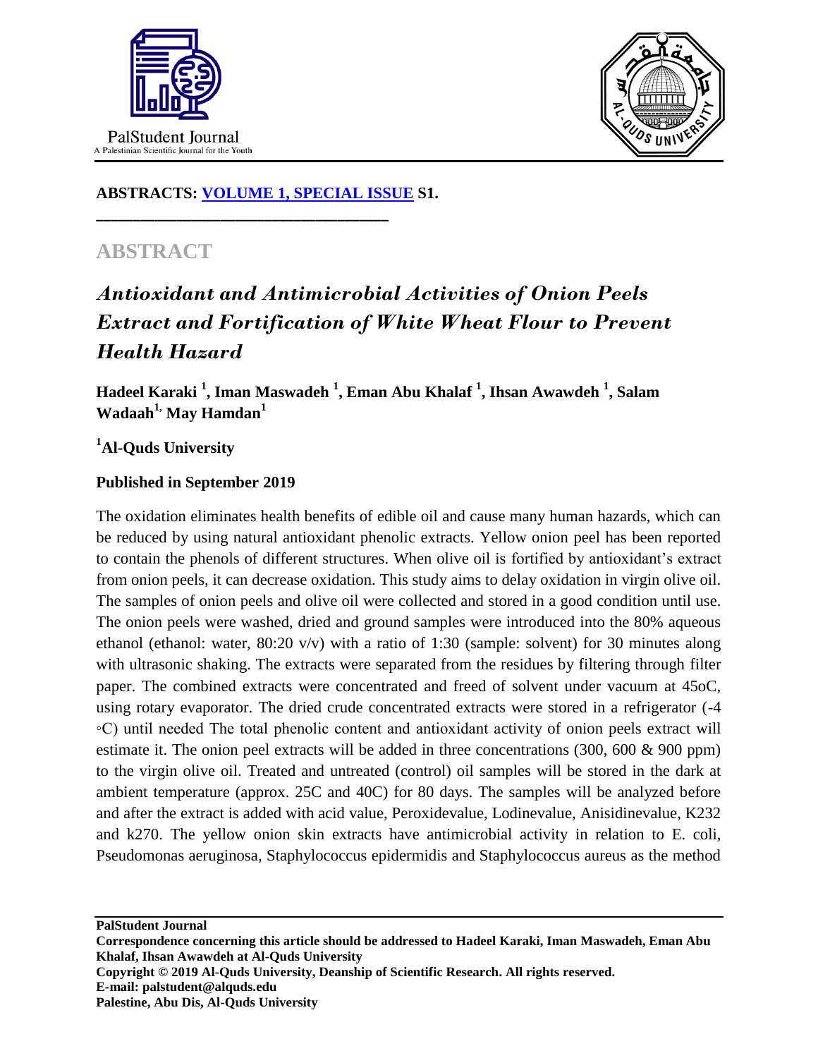**ABSTRACTS: [VOLUME 1, SPECIAL ISSUE](#) S1.**

## ABSTRACT

# *Antioxidant and Antimicrobial Activities of Onion Peels Extract and Fortification of White Wheat Flour to Prevent Health Hazard*

**Hadeel Karaki [1], Iman Maswadeh [1], Eman Abu Khalaf [1], Ihsan Awawdeh [1], Salam Wadaah[1], May Hamdan[1]**

**[1]Al-Quds University**

**Published in September 2019**

The oxidation eliminates health benefits of edible oil and cause many human hazards, which can be reduced by using natural antioxidant phenolic extracts. Yellow onion peel has been reported to contain the phenols of different structures. When olive oil is fortified by antioxidant's extract from onion peels, it can decrease oxidation. This study aims to delay oxidation in virgin olive oil. The samples of onion peels and olive oil were collected and stored in a good condition until use. The onion peels were washed, dried and ground samples were introduced into the 80% aqueous ethanol (ethanol: water, 80:20 v/v) with a ratio of 1:30 (sample: solvent) for 30 minutes along with ultrasonic shaking. The extracts were separated from the residues by filtering through filter paper. The combined extracts were concentrated and freed of solvent under vacuum at 45oC, using rotary evaporator. The dried crude concentrated extracts were stored in a refrigerator (-4 ◦C) until needed The total phenolic content and antioxidant activity of onion peels extract will estimate it. The onion peel extracts will be added in three concentrations (300, 600 & 900 ppm) to the virgin olive oil. Treated and untreated (control) oil samples will be stored in the dark at ambient temperature (approx. 25C and 40C) for 80 days. The samples will be analyzed before and after the extract is added with acid value, Peroxidevalue, Lodinevalue, Anisidinevalue, K232 and k270. The yellow onion skin extracts have antimicrobial activity in relation to E. coli, Pseudomonas aeruginosa, Staphylococcus epidermidis and Staphylococcus aureus as the method

**PalStudent Journal**

**Correspondence concerning this article should be addressed to Hadeel Karaki, Iman Maswadeh, Eman Abu Khalaf, Ihsan Awawdeh at Al-Quds University**

**Copyright © 2019 Al-Quds University, Deanship of Scientific Research. All rights reserved.**

**E-mail: palstudent@alquds.edu**

**Palestine, Abu Dis, Al-Quds University**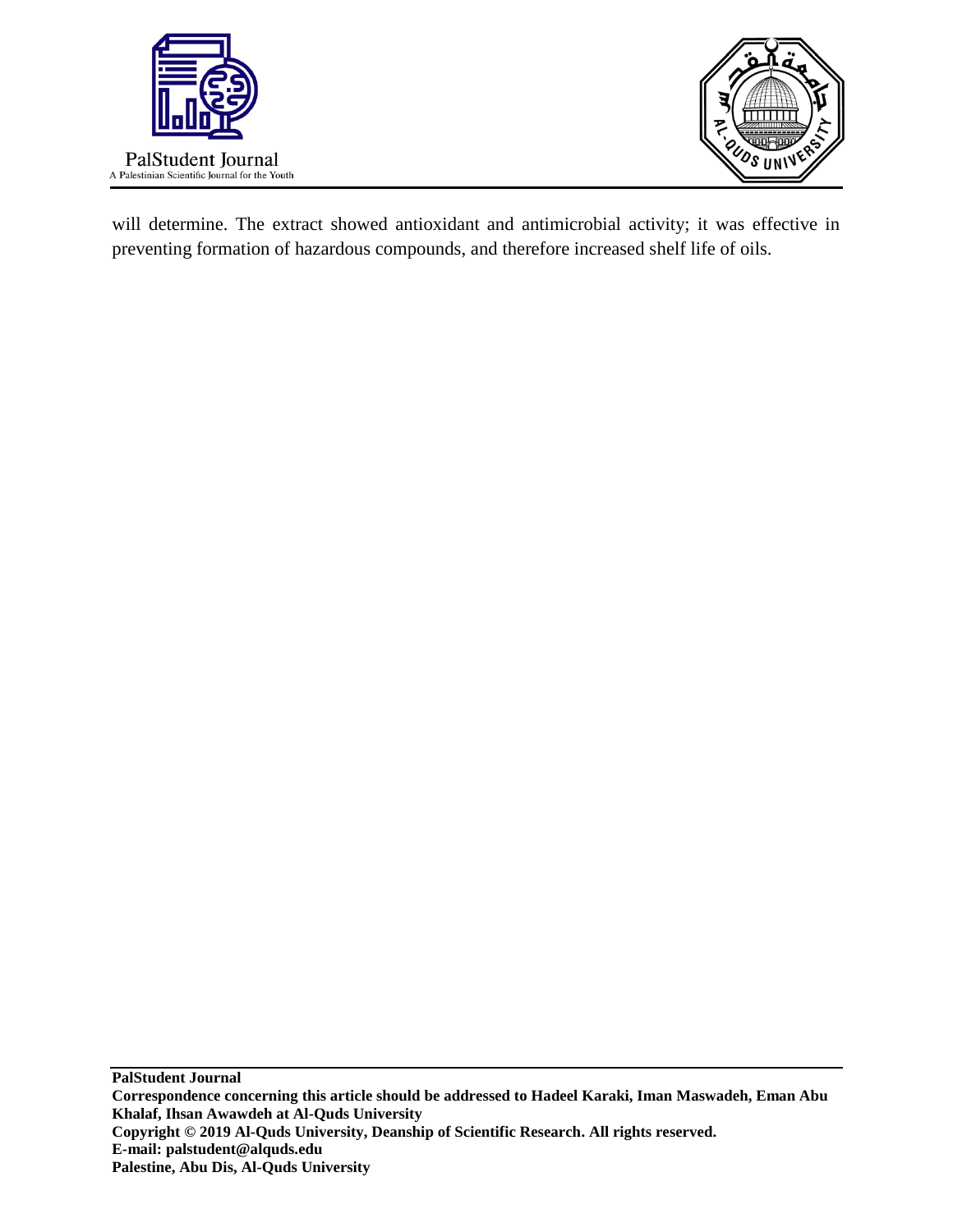will determine. The extract showed antioxidant and antimicrobial activity; it was effective in preventing formation of hazardous compounds, and therefore increased shelf life of oils.